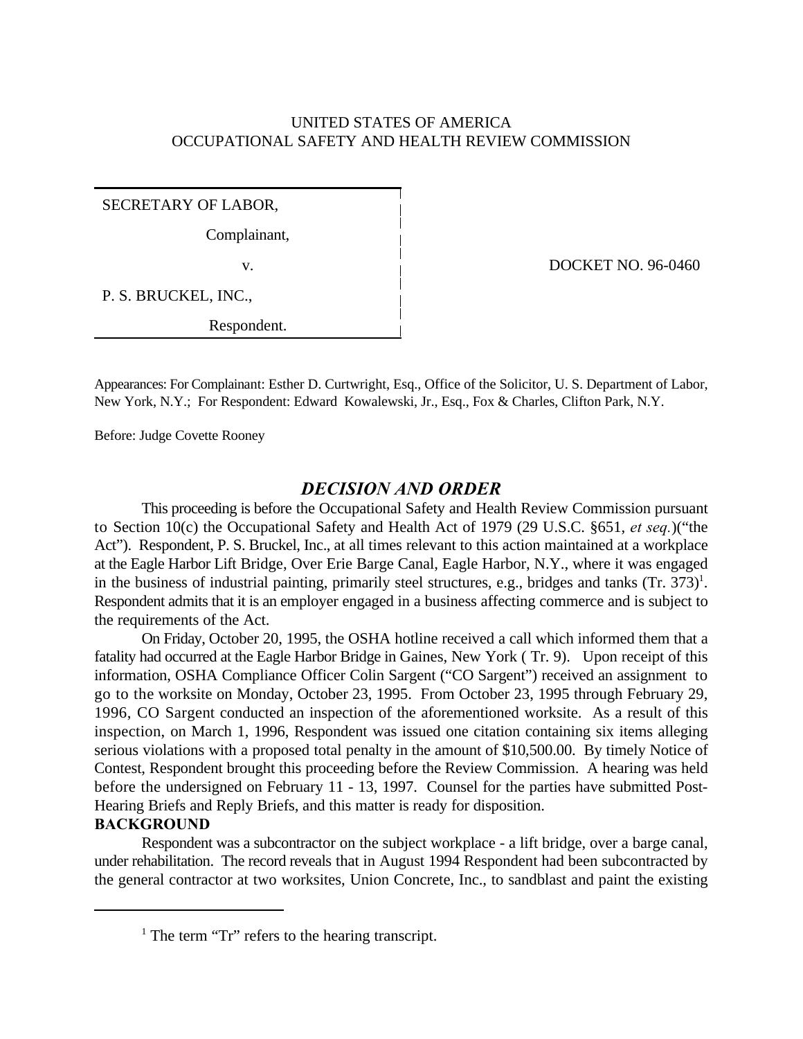UNITED STATES OF AMERICA
OCCUPATIONAL SAFETY AND HEALTH REVIEW COMMISSION

| | |
|---|---|
| SECRETARY OF LABOR,<br>Complainant,<br>v.<br>P. S. BRUCKEL, INC.,<br>Respondent. | DOCKET NO. 96-0460 |

Appearances: For Complainant: Esther D. Curtwright, Esq., Office of the Solicitor, U. S. Department of Labor, New York, N.Y.; For Respondent: Edward Kowalewski, Jr., Esq., Fox & Charles, Clifton Park, N.Y.

Before: Judge Covette Rooney

## *DECISION AND ORDER*

This proceeding is before the Occupational Safety and Health Review Commission pursuant to Section 10(c) the Occupational Safety and Health Act of 1979 (29 U.S.C. §651, *et seq.*)("the Act"). Respondent, P. S. Bruckel, Inc., at all times relevant to this action maintained at a workplace at the Eagle Harbor Lift Bridge, Over Erie Barge Canal, Eagle Harbor, N.Y., where it was engaged in the business of industrial painting, primarily steel structures, e.g., bridges and tanks (Tr. 373)[1]. Respondent admits that it is an employer engaged in a business affecting commerce and is subject to the requirements of the Act.

On Friday, October 20, 1995, the OSHA hotline received a call which informed them that a fatality had occurred at the Eagle Harbor Bridge in Gaines, New York ( Tr. 9). Upon receipt of this information, OSHA Compliance Officer Colin Sargent ("CO Sargent") received an assignment to go to the worksite on Monday, October 23, 1995. From October 23, 1995 through February 29, 1996, CO Sargent conducted an inspection of the aforementioned worksite. As a result of this inspection, on March 1, 1996, Respondent was issued one citation containing six items alleging serious violations with a proposed total penalty in the amount of $10,500.00. By timely Notice of Contest, Respondent brought this proceeding before the Review Commission. A hearing was held before the undersigned on February 11 - 13, 1997. Counsel for the parties have submitted Post-Hearing Briefs and Reply Briefs, and this matter is ready for disposition.

**BACKGROUND**

Respondent was a subcontractor on the subject workplace - a lift bridge, over a barge canal, under rehabilitation. The record reveals that in August 1994 Respondent had been subcontracted by the general contractor at two worksites, Union Concrete, Inc., to sandblast and paint the existing

[1] The term "Tr" refers to the hearing transcript.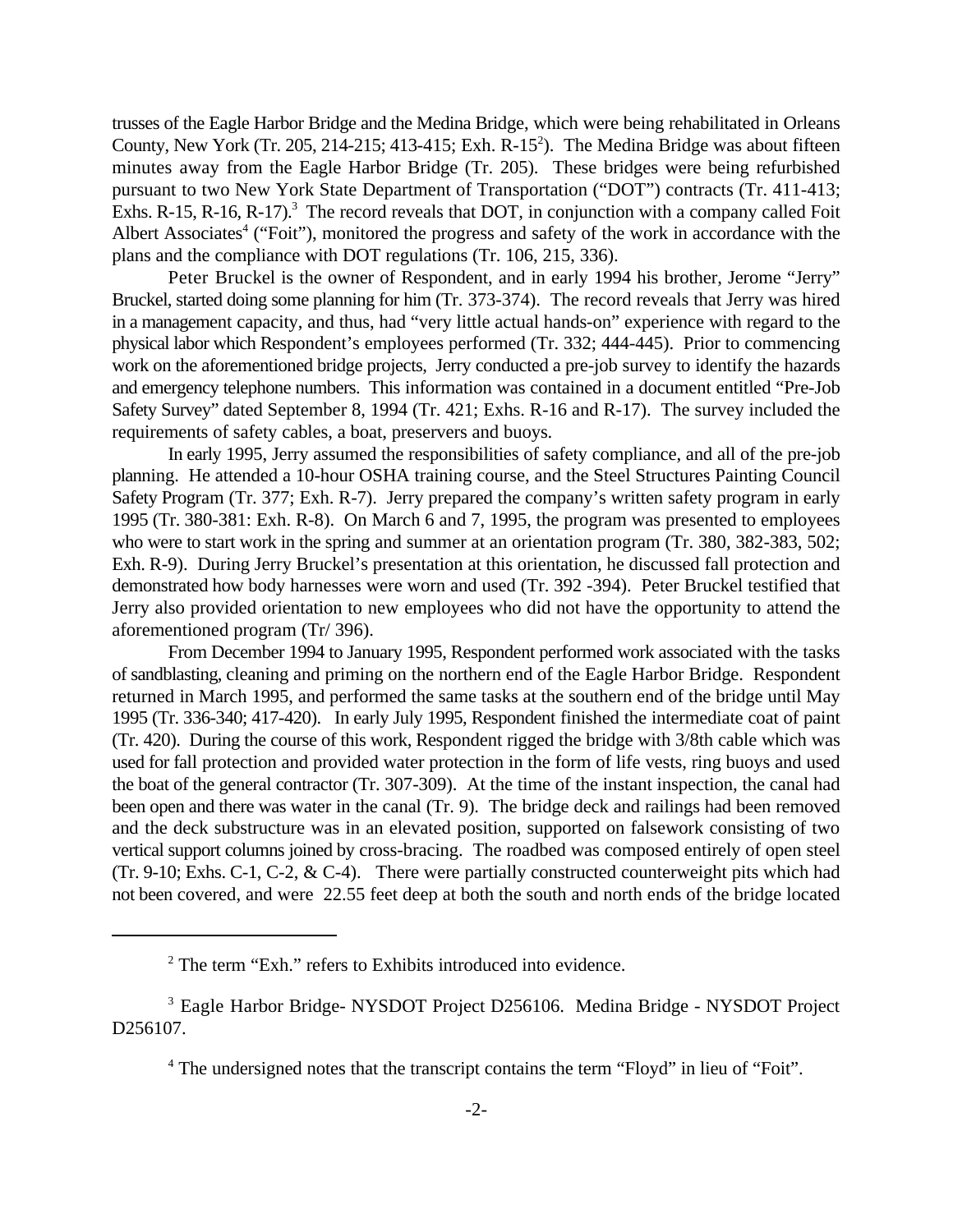trusses of the Eagle Harbor Bridge and the Medina Bridge, which were being rehabilitated in Orleans County, New York (Tr. 205, 214-215; 413-415; Exh. R-15[2]). The Medina Bridge was about fifteen minutes away from the Eagle Harbor Bridge (Tr. 205). These bridges were being refurbished pursuant to two New York State Department of Transportation ("DOT") contracts (Tr. 411-413; Exhs. R-15, R-16, R-17).[3] The record reveals that DOT, in conjunction with a company called Foit Albert Associates[4] ("Foit"), monitored the progress and safety of the work in accordance with the plans and the compliance with DOT regulations (Tr. 106, 215, 336).

Peter Bruckel is the owner of Respondent, and in early 1994 his brother, Jerome "Jerry" Bruckel, started doing some planning for him (Tr. 373-374). The record reveals that Jerry was hired in a management capacity, and thus, had "very little actual hands-on" experience with regard to the physical labor which Respondent's employees performed (Tr. 332; 444-445). Prior to commencing work on the aforementioned bridge projects, Jerry conducted a pre-job survey to identify the hazards and emergency telephone numbers. This information was contained in a document entitled "Pre-Job Safety Survey" dated September 8, 1994 (Tr. 421; Exhs. R-16 and R-17). The survey included the requirements of safety cables, a boat, preservers and buoys.

In early 1995, Jerry assumed the responsibilities of safety compliance, and all of the pre-job planning. He attended a 10-hour OSHA training course, and the Steel Structures Painting Council Safety Program (Tr. 377; Exh. R-7). Jerry prepared the company's written safety program in early 1995 (Tr. 380-381: Exh. R-8). On March 6 and 7, 1995, the program was presented to employees who were to start work in the spring and summer at an orientation program (Tr. 380, 382-383, 502; Exh. R-9). During Jerry Bruckel's presentation at this orientation, he discussed fall protection and demonstrated how body harnesses were worn and used (Tr. 392 -394). Peter Bruckel testified that Jerry also provided orientation to new employees who did not have the opportunity to attend the aforementioned program (Tr/ 396).

From December 1994 to January 1995, Respondent performed work associated with the tasks of sandblasting, cleaning and priming on the northern end of the Eagle Harbor Bridge. Respondent returned in March 1995, and performed the same tasks at the southern end of the bridge until May 1995 (Tr. 336-340; 417-420). In early July 1995, Respondent finished the intermediate coat of paint (Tr. 420). During the course of this work, Respondent rigged the bridge with 3/8th cable which was used for fall protection and provided water protection in the form of life vests, ring buoys and used the boat of the general contractor (Tr. 307-309). At the time of the instant inspection, the canal had been open and there was water in the canal (Tr. 9). The bridge deck and railings had been removed and the deck substructure was in an elevated position, supported on falsework consisting of two vertical support columns joined by cross-bracing. The roadbed was composed entirely of open steel (Tr. 9-10; Exhs. C-1, C-2, & C-4). There were partially constructed counterweight pits which had not been covered, and were 22.55 feet deep at both the south and north ends of the bridge located

[2] The term "Exh." refers to Exhibits introduced into evidence.

[3] Eagle Harbor Bridge- NYSDOT Project D256106. Medina Bridge - NYSDOT Project D256107.

[4] The undersigned notes that the transcript contains the term "Floyd" in lieu of "Foit".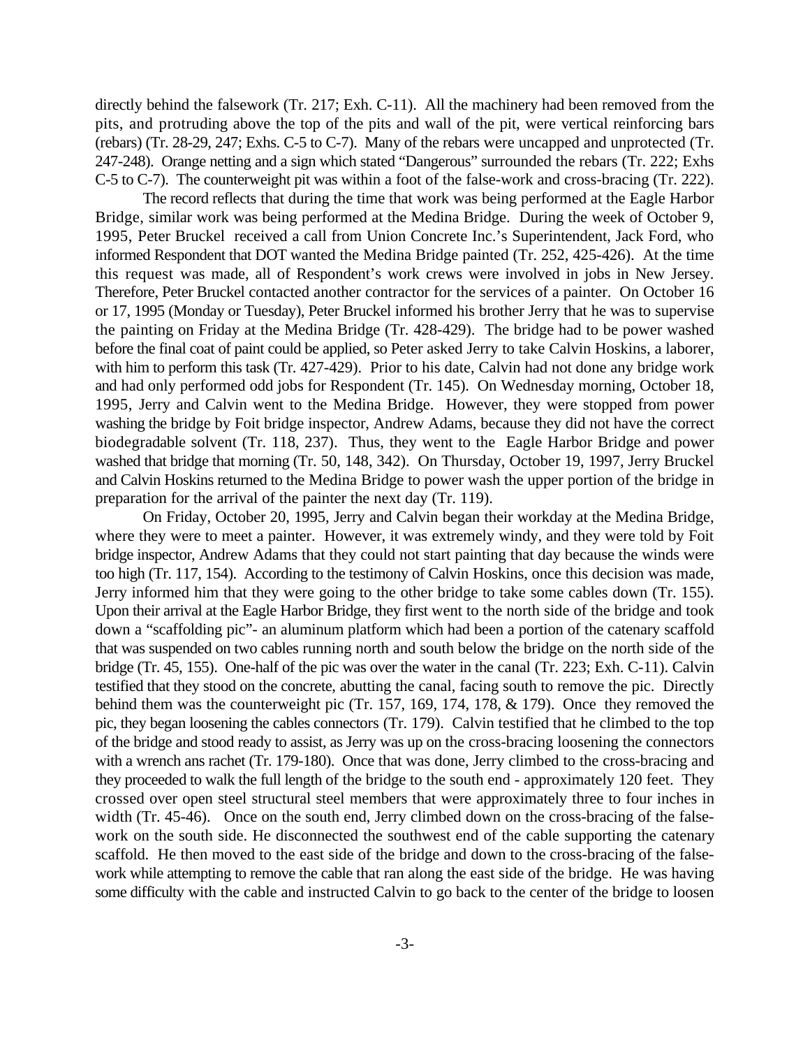directly behind the falsework (Tr. 217; Exh. C-11). All the machinery had been removed from the pits, and protruding above the top of the pits and wall of the pit, were vertical reinforcing bars (rebars) (Tr. 28-29, 247; Exhs. C-5 to C-7). Many of the rebars were uncapped and unprotected (Tr. 247-248). Orange netting and a sign which stated "Dangerous" surrounded the rebars (Tr. 222; Exhs C-5 to C-7). The counterweight pit was within a foot of the false-work and cross-bracing (Tr. 222).

The record reflects that during the time that work was being performed at the Eagle Harbor Bridge, similar work was being performed at the Medina Bridge. During the week of October 9, 1995, Peter Bruckel received a call from Union Concrete Inc.'s Superintendent, Jack Ford, who informed Respondent that DOT wanted the Medina Bridge painted (Tr. 252, 425-426). At the time this request was made, all of Respondent's work crews were involved in jobs in New Jersey. Therefore, Peter Bruckel contacted another contractor for the services of a painter. On October 16 or 17, 1995 (Monday or Tuesday), Peter Bruckel informed his brother Jerry that he was to supervise the painting on Friday at the Medina Bridge (Tr. 428-429). The bridge had to be power washed before the final coat of paint could be applied, so Peter asked Jerry to take Calvin Hoskins, a laborer, with him to perform this task (Tr. 427-429). Prior to his date, Calvin had not done any bridge work and had only performed odd jobs for Respondent (Tr. 145). On Wednesday morning, October 18, 1995, Jerry and Calvin went to the Medina Bridge. However, they were stopped from power washing the bridge by Foit bridge inspector, Andrew Adams, because they did not have the correct biodegradable solvent (Tr. 118, 237). Thus, they went to the Eagle Harbor Bridge and power washed that bridge that morning (Tr. 50, 148, 342). On Thursday, October 19, 1997, Jerry Bruckel and Calvin Hoskins returned to the Medina Bridge to power wash the upper portion of the bridge in preparation for the arrival of the painter the next day (Tr. 119).

On Friday, October 20, 1995, Jerry and Calvin began their workday at the Medina Bridge, where they were to meet a painter. However, it was extremely windy, and they were told by Foit bridge inspector, Andrew Adams that they could not start painting that day because the winds were too high (Tr. 117, 154). According to the testimony of Calvin Hoskins, once this decision was made, Jerry informed him that they were going to the other bridge to take some cables down (Tr. 155). Upon their arrival at the Eagle Harbor Bridge, they first went to the north side of the bridge and took down a "scaffolding pic"- an aluminum platform which had been a portion of the catenary scaffold that was suspended on two cables running north and south below the bridge on the north side of the bridge (Tr. 45, 155). One-half of the pic was over the water in the canal (Tr. 223; Exh. C-11). Calvin testified that they stood on the concrete, abutting the canal, facing south to remove the pic. Directly behind them was the counterweight pic (Tr. 157, 169, 174, 178, & 179). Once they removed the pic, they began loosening the cables connectors (Tr. 179). Calvin testified that he climbed to the top of the bridge and stood ready to assist, as Jerry was up on the cross-bracing loosening the connectors with a wrench ans rachet (Tr. 179-180). Once that was done, Jerry climbed to the cross-bracing and they proceeded to walk the full length of the bridge to the south end - approximately 120 feet. They crossed over open steel structural steel members that were approximately three to four inches in width (Tr. 45-46). Once on the south end, Jerry climbed down on the cross-bracing of the false-work on the south side. He disconnected the southwest end of the cable supporting the catenary scaffold. He then moved to the east side of the bridge and down to the cross-bracing of the false-work while attempting to remove the cable that ran along the east side of the bridge. He was having some difficulty with the cable and instructed Calvin to go back to the center of the bridge to loosen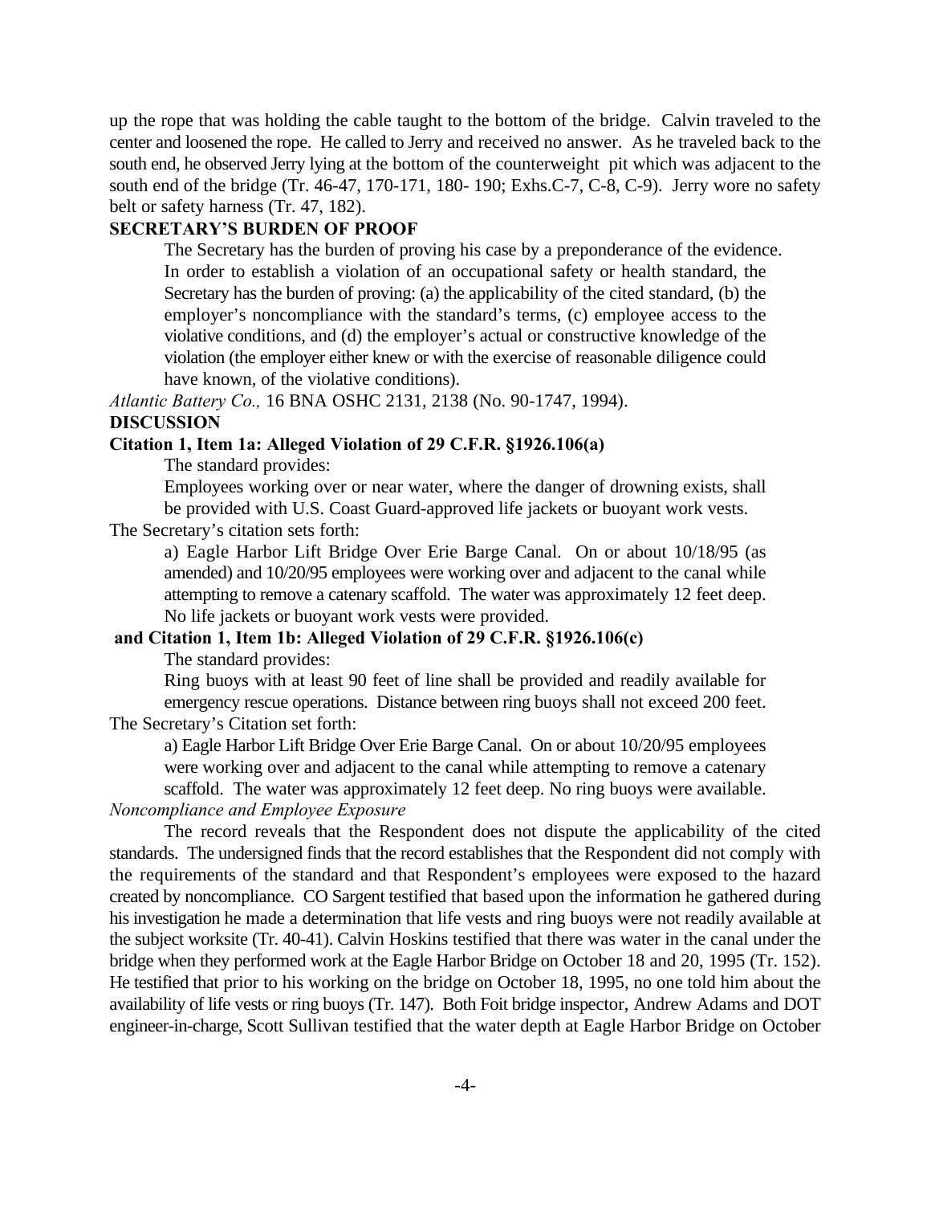up the rope that was holding the cable taught to the bottom of the bridge. Calvin traveled to the center and loosened the rope. He called to Jerry and received no answer. As he traveled back to the south end, he observed Jerry lying at the bottom of the counterweight pit which was adjacent to the south end of the bridge (Tr. 46-47, 170-171, 180- 190; Exhs.C-7, C-8, C-9). Jerry wore no safety belt or safety harness (Tr. 47, 182).

**SECRETARY'S BURDEN OF PROOF**

> The Secretary has the burden of proving his case by a preponderance of the evidence. In order to establish a violation of an occupational safety or health standard, the Secretary has the burden of proving: (a) the applicability of the cited standard, (b) the employer's noncompliance with the standard's terms, (c) employee access to the violative conditions, and (d) the employer's actual or constructive knowledge of the violation (the employer either knew or with the exercise of reasonable diligence could have known, of the violative conditions).

*Atlantic Battery Co.,* 16 BNA OSHC 2131, 2138 (No. 90-1747, 1994).

**DISCUSSION**

**Citation 1, Item 1a: Alleged Violation of 29 C.F.R. §1926.106(a)**

The standard provides:

> Employees working over or near water, where the danger of drowning exists, shall be provided with U.S. Coast Guard-approved life jackets or buoyant work vests.

The Secretary's citation sets forth:

> a) Eagle Harbor Lift Bridge Over Erie Barge Canal. On or about 10/18/95 (as amended) and 10/20/95 employees were working over and adjacent to the canal while attempting to remove a catenary scaffold. The water was approximately 12 feet deep. No life jackets or buoyant work vests were provided.

**and Citation 1, Item 1b: Alleged Violation of 29 C.F.R. §1926.106(c)**

The standard provides:

> Ring buoys with at least 90 feet of line shall be provided and readily available for emergency rescue operations. Distance between ring buoys shall not exceed 200 feet.

The Secretary's Citation set forth:

> a) Eagle Harbor Lift Bridge Over Erie Barge Canal. On or about 10/20/95 employees were working over and adjacent to the canal while attempting to remove a catenary scaffold. The water was approximately 12 feet deep. No ring buoys were available.

*Noncompliance and Employee Exposure*

The record reveals that the Respondent does not dispute the applicability of the cited standards. The undersigned finds that the record establishes that the Respondent did not comply with the requirements of the standard and that Respondent's employees were exposed to the hazard created by noncompliance. CO Sargent testified that based upon the information he gathered during his investigation he made a determination that life vests and ring buoys were not readily available at the subject worksite (Tr. 40-41). Calvin Hoskins testified that there was water in the canal under the bridge when they performed work at the Eagle Harbor Bridge on October 18 and 20, 1995 (Tr. 152). He testified that prior to his working on the bridge on October 18, 1995, no one told him about the availability of life vests or ring buoys (Tr. 147). Both Foit bridge inspector, Andrew Adams and DOT engineer-in-charge, Scott Sullivan testified that the water depth at Eagle Harbor Bridge on October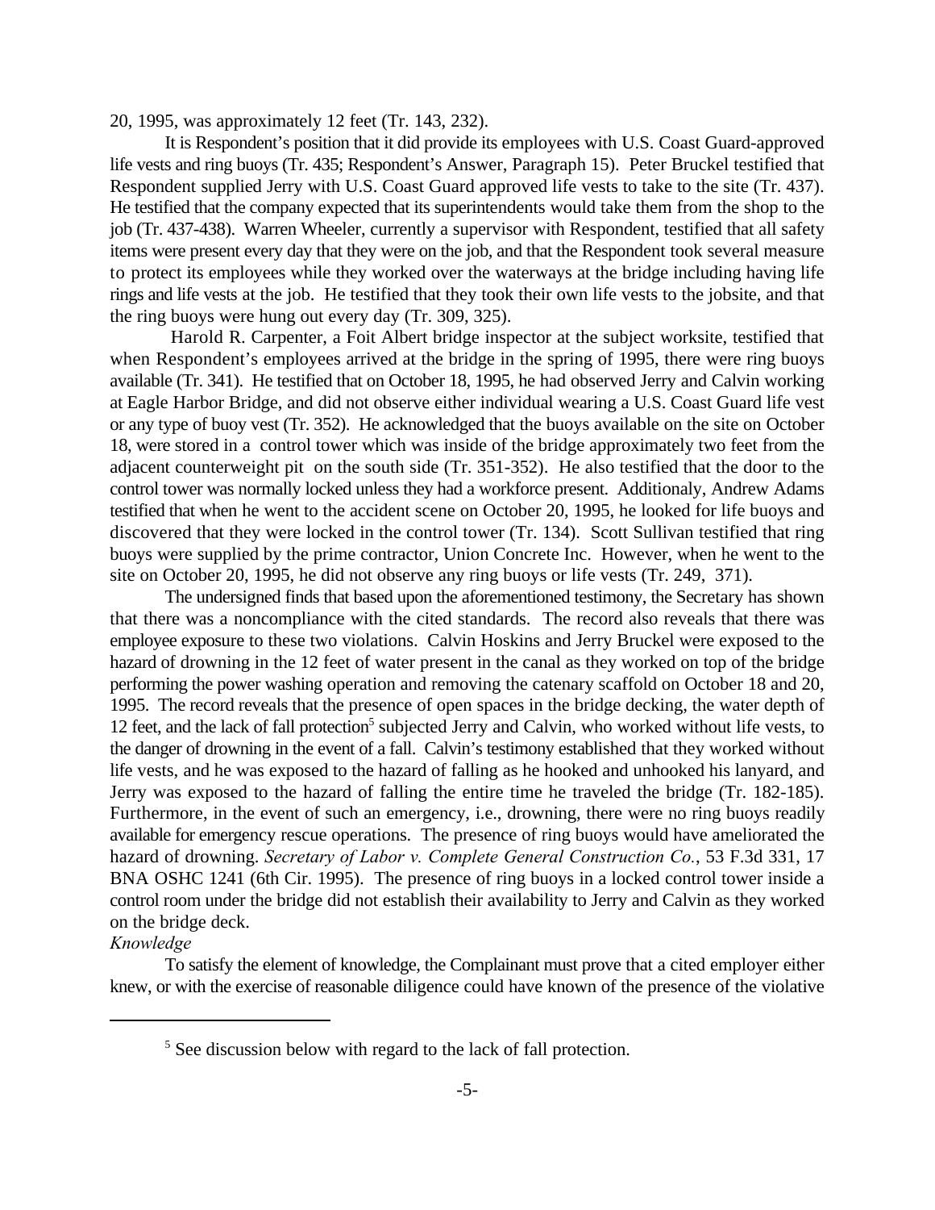20, 1995, was approximately 12 feet (Tr. 143, 232).

It is Respondent's position that it did provide its employees with U.S. Coast Guard-approved life vests and ring buoys (Tr. 435; Respondent's Answer, Paragraph 15). Peter Bruckel testified that Respondent supplied Jerry with U.S. Coast Guard approved life vests to take to the site (Tr. 437). He testified that the company expected that its superintendents would take them from the shop to the job (Tr. 437-438). Warren Wheeler, currently a supervisor with Respondent, testified that all safety items were present every day that they were on the job, and that the Respondent took several measure to protect its employees while they worked over the waterways at the bridge including having life rings and life vests at the job. He testified that they took their own life vests to the jobsite, and that the ring buoys were hung out every day (Tr. 309, 325).

Harold R. Carpenter, a Foit Albert bridge inspector at the subject worksite, testified that when Respondent's employees arrived at the bridge in the spring of 1995, there were ring buoys available (Tr. 341). He testified that on October 18, 1995, he had observed Jerry and Calvin working at Eagle Harbor Bridge, and did not observe either individual wearing a U.S. Coast Guard life vest or any type of buoy vest (Tr. 352). He acknowledged that the buoys available on the site on October 18, were stored in a control tower which was inside of the bridge approximately two feet from the adjacent counterweight pit on the south side (Tr. 351-352). He also testified that the door to the control tower was normally locked unless they had a workforce present. Additionaly, Andrew Adams testified that when he went to the accident scene on October 20, 1995, he looked for life buoys and discovered that they were locked in the control tower (Tr. 134). Scott Sullivan testified that ring buoys were supplied by the prime contractor, Union Concrete Inc. However, when he went to the site on October 20, 1995, he did not observe any ring buoys or life vests (Tr. 249, 371).

The undersigned finds that based upon the aforementioned testimony, the Secretary has shown that there was a noncompliance with the cited standards. The record also reveals that there was employee exposure to these two violations. Calvin Hoskins and Jerry Bruckel were exposed to the hazard of drowning in the 12 feet of water present in the canal as they worked on top of the bridge performing the power washing operation and removing the catenary scaffold on October 18 and 20, 1995. The record reveals that the presence of open spaces in the bridge decking, the water depth of 12 feet, and the lack of fall protection[5] subjected Jerry and Calvin, who worked without life vests, to the danger of drowning in the event of a fall. Calvin's testimony established that they worked without life vests, and he was exposed to the hazard of falling as he hooked and unhooked his lanyard, and Jerry was exposed to the hazard of falling the entire time he traveled the bridge (Tr. 182-185). Furthermore, in the event of such an emergency, i.e., drowning, there were no ring buoys readily available for emergency rescue operations. The presence of ring buoys would have ameliorated the hazard of drowning. *Secretary of Labor v. Complete General Construction Co.*, 53 F.3d 331, 17 BNA OSHC 1241 (6th Cir. 1995). The presence of ring buoys in a locked control tower inside a control room under the bridge did not establish their availability to Jerry and Calvin as they worked on the bridge deck.

*Knowledge*

To satisfy the element of knowledge, the Complainant must prove that a cited employer either knew, or with the exercise of reasonable diligence could have known of the presence of the violative

[5] See discussion below with regard to the lack of fall protection.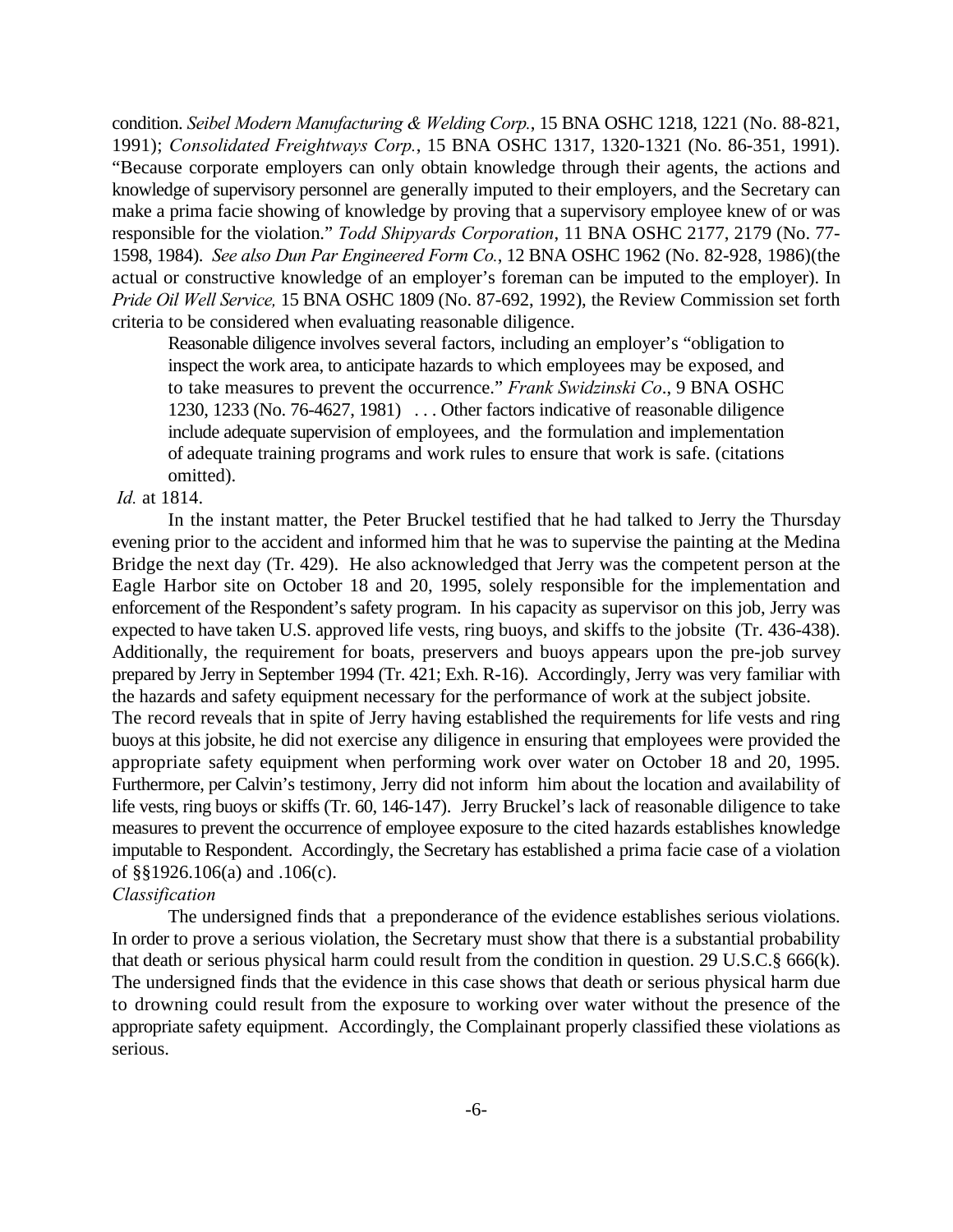condition. *Seibel Modern Manufacturing & Welding Corp.*, 15 BNA OSHC 1218, 1221 (No. 88-821, 1991); *Consolidated Freightways Corp.*, 15 BNA OSHC 1317, 1320-1321 (No. 86-351, 1991). "Because corporate employers can only obtain knowledge through their agents, the actions and knowledge of supervisory personnel are generally imputed to their employers, and the Secretary can make a prima facie showing of knowledge by proving that a supervisory employee knew of or was responsible for the violation." *Todd Shipyards Corporation*, 11 BNA OSHC 2177, 2179 (No. 77-1598, 1984). *See also Dun Par Engineered Form Co.*, 12 BNA OSHC 1962 (No. 82-928, 1986)(the actual or constructive knowledge of an employer's foreman can be imputed to the employer). In *Pride Oil Well Service,* 15 BNA OSHC 1809 (No. 87-692, 1992), the Review Commission set forth criteria to be considered when evaluating reasonable diligence.

> Reasonable diligence involves several factors, including an employer's "obligation to inspect the work area, to anticipate hazards to which employees may be exposed, and to take measures to prevent the occurrence." *Frank Swidzinski Co*., 9 BNA OSHC 1230, 1233 (No. 76-4627, 1981) . . . Other factors indicative of reasonable diligence include adequate supervision of employees, and the formulation and implementation of adequate training programs and work rules to ensure that work is safe. (citations omitted).

*Id.* at 1814.

In the instant matter, the Peter Bruckel testified that he had talked to Jerry the Thursday evening prior to the accident and informed him that he was to supervise the painting at the Medina Bridge the next day (Tr. 429). He also acknowledged that Jerry was the competent person at the Eagle Harbor site on October 18 and 20, 1995, solely responsible for the implementation and enforcement of the Respondent's safety program. In his capacity as supervisor on this job, Jerry was expected to have taken U.S. approved life vests, ring buoys, and skiffs to the jobsite (Tr. 436-438). Additionally, the requirement for boats, preservers and buoys appears upon the pre-job survey prepared by Jerry in September 1994 (Tr. 421; Exh. R-16). Accordingly, Jerry was very familiar with the hazards and safety equipment necessary for the performance of work at the subject jobsite.

The record reveals that in spite of Jerry having established the requirements for life vests and ring buoys at this jobsite, he did not exercise any diligence in ensuring that employees were provided the appropriate safety equipment when performing work over water on October 18 and 20, 1995. Furthermore, per Calvin's testimony, Jerry did not inform him about the location and availability of life vests, ring buoys or skiffs (Tr. 60, 146-147). Jerry Bruckel's lack of reasonable diligence to take measures to prevent the occurrence of employee exposure to the cited hazards establishes knowledge imputable to Respondent. Accordingly, the Secretary has established a prima facie case of a violation of §§1926.106(a) and .106(c).

*Classification*

The undersigned finds that a preponderance of the evidence establishes serious violations. In order to prove a serious violation, the Secretary must show that there is a substantial probability that death or serious physical harm could result from the condition in question. 29 U.S.C.§ 666(k). The undersigned finds that the evidence in this case shows that death or serious physical harm due to drowning could result from the exposure to working over water without the presence of the appropriate safety equipment. Accordingly, the Complainant properly classified these violations as serious.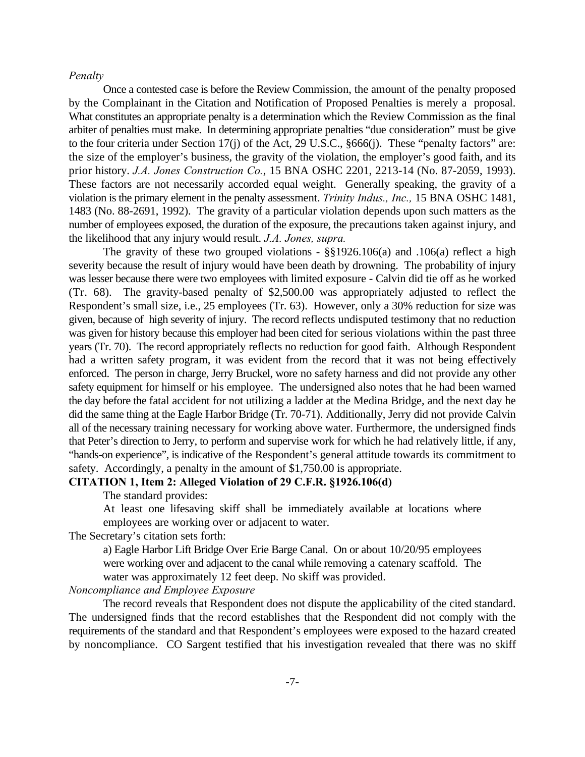*Penalty*

Once a contested case is before the Review Commission, the amount of the penalty proposed by the Complainant in the Citation and Notification of Proposed Penalties is merely a proposal. What constitutes an appropriate penalty is a determination which the Review Commission as the final arbiter of penalties must make. In determining appropriate penalties "due consideration" must be give to the four criteria under Section 17(j) of the Act, 29 U.S.C., §666(j). These "penalty factors" are: the size of the employer's business, the gravity of the violation, the employer's good faith, and its prior history. *J.A. Jones Construction Co.*, 15 BNA OSHC 2201, 2213-14 (No. 87-2059, 1993). These factors are not necessarily accorded equal weight. Generally speaking, the gravity of a violation is the primary element in the penalty assessment. *Trinity Indus., Inc.,* 15 BNA OSHC 1481, 1483 (No. 88-2691, 1992). The gravity of a particular violation depends upon such matters as the number of employees exposed, the duration of the exposure, the precautions taken against injury, and the likelihood that any injury would result. *J.A. Jones, supra.*

The gravity of these two grouped violations - §§1926.106(a) and .106(a) reflect a high severity because the result of injury would have been death by drowning. The probability of injury was lesser because there were two employees with limited exposure - Calvin did tie off as he worked (Tr. 68). The gravity-based penalty of $2,500.00 was appropriately adjusted to reflect the Respondent's small size, i.e., 25 employees (Tr. 63). However, only a 30% reduction for size was given, because of high severity of injury. The record reflects undisputed testimony that no reduction was given for history because this employer had been cited for serious violations within the past three years (Tr. 70). The record appropriately reflects no reduction for good faith. Although Respondent had a written safety program, it was evident from the record that it was not being effectively enforced. The person in charge, Jerry Bruckel, wore no safety harness and did not provide any other safety equipment for himself or his employee. The undersigned also notes that he had been warned the day before the fatal accident for not utilizing a ladder at the Medina Bridge, and the next day he did the same thing at the Eagle Harbor Bridge (Tr. 70-71). Additionally, Jerry did not provide Calvin all of the necessary training necessary for working above water. Furthermore, the undersigned finds that Peter's direction to Jerry, to perform and supervise work for which he had relatively little, if any, "hands-on experience", is indicative of the Respondent's general attitude towards its commitment to safety. Accordingly, a penalty in the amount of $1,750.00 is appropriate.

**CITATION 1, Item 2: Alleged Violation of 29 C.F.R. §1926.106(d)**

The standard provides:

> At least one lifesaving skiff shall be immediately available at locations where employees are working over or adjacent to water.

The Secretary's citation sets forth:

> a) Eagle Harbor Lift Bridge Over Erie Barge Canal. On or about 10/20/95 employees were working over and adjacent to the canal while removing a catenary scaffold. The water was approximately 12 feet deep. No skiff was provided.

*Noncompliance and Employee Exposure*

The record reveals that Respondent does not dispute the applicability of the cited standard. The undersigned finds that the record establishes that the Respondent did not comply with the requirements of the standard and that Respondent's employees were exposed to the hazard created by noncompliance. CO Sargent testified that his investigation revealed that there was no skiff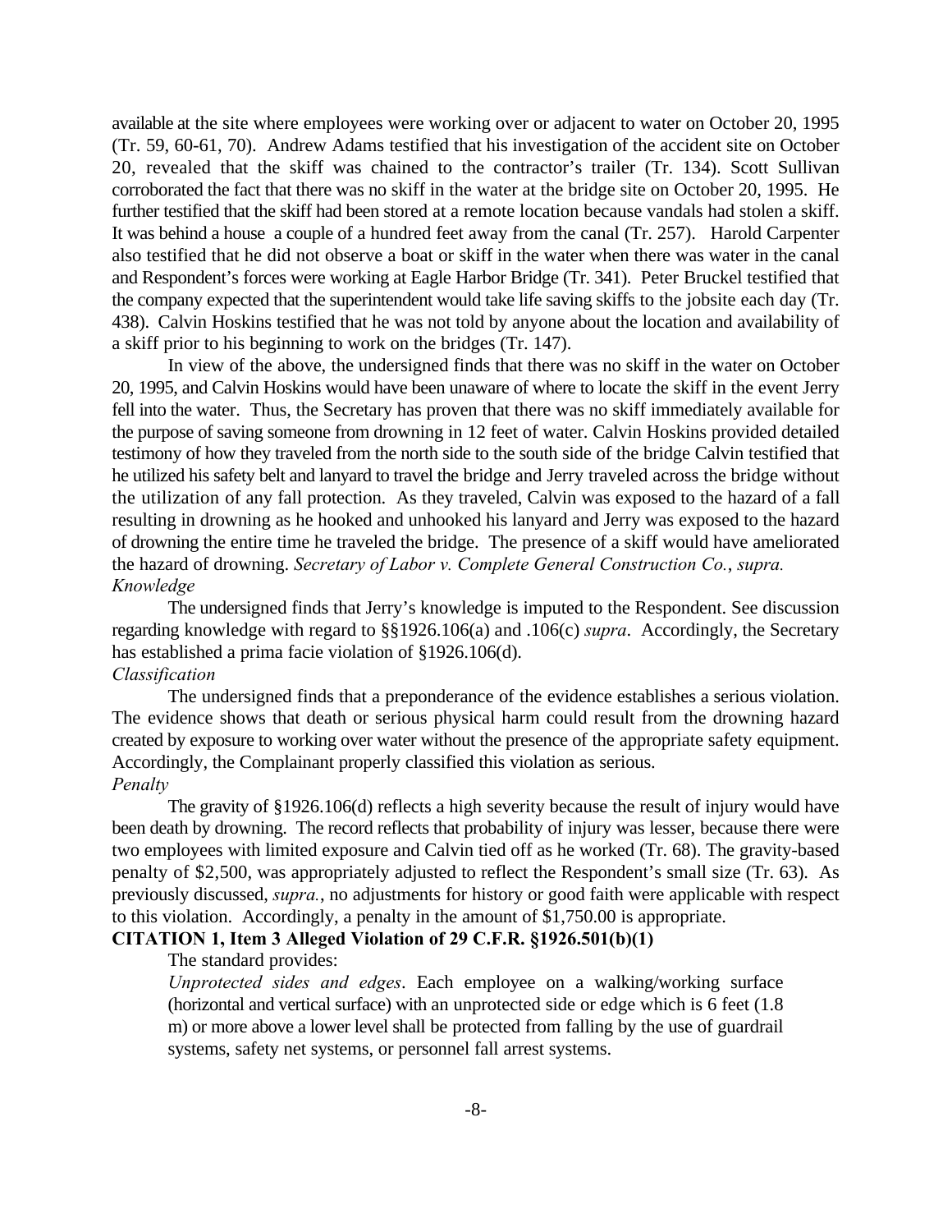available at the site where employees were working over or adjacent to water on October 20, 1995 (Tr. 59, 60-61, 70). Andrew Adams testified that his investigation of the accident site on October 20, revealed that the skiff was chained to the contractor's trailer (Tr. 134). Scott Sullivan corroborated the fact that there was no skiff in the water at the bridge site on October 20, 1995. He further testified that the skiff had been stored at a remote location because vandals had stolen a skiff. It was behind a house a couple of a hundred feet away from the canal (Tr. 257). Harold Carpenter also testified that he did not observe a boat or skiff in the water when there was water in the canal and Respondent's forces were working at Eagle Harbor Bridge (Tr. 341). Peter Bruckel testified that the company expected that the superintendent would take life saving skiffs to the jobsite each day (Tr. 438). Calvin Hoskins testified that he was not told by anyone about the location and availability of a skiff prior to his beginning to work on the bridges (Tr. 147).

In view of the above, the undersigned finds that there was no skiff in the water on October 20, 1995, and Calvin Hoskins would have been unaware of where to locate the skiff in the event Jerry fell into the water. Thus, the Secretary has proven that there was no skiff immediately available for the purpose of saving someone from drowning in 12 feet of water. Calvin Hoskins provided detailed testimony of how they traveled from the north side to the south side of the bridge Calvin testified that he utilized his safety belt and lanyard to travel the bridge and Jerry traveled across the bridge without the utilization of any fall protection. As they traveled, Calvin was exposed to the hazard of a fall resulting in drowning as he hooked and unhooked his lanyard and Jerry was exposed to the hazard of drowning the entire time he traveled the bridge. The presence of a skiff would have ameliorated the hazard of drowning. *Secretary of Labor v. Complete General Construction Co.*, *supra.*

*Knowledge*

The undersigned finds that Jerry's knowledge is imputed to the Respondent. See discussion regarding knowledge with regard to §§1926.106(a) and .106(c) *supra*. Accordingly, the Secretary has established a prima facie violation of §1926.106(d).

*Classification*

The undersigned finds that a preponderance of the evidence establishes a serious violation. The evidence shows that death or serious physical harm could result from the drowning hazard created by exposure to working over water without the presence of the appropriate safety equipment. Accordingly, the Complainant properly classified this violation as serious.

*Penalty*

The gravity of §1926.106(d) reflects a high severity because the result of injury would have been death by drowning. The record reflects that probability of injury was lesser, because there were two employees with limited exposure and Calvin tied off as he worked (Tr. 68). The gravity-based penalty of $2,500, was appropriately adjusted to reflect the Respondent's small size (Tr. 63). As previously discussed, *supra.*, no adjustments for history or good faith were applicable with respect to this violation. Accordingly, a penalty in the amount of $1,750.00 is appropriate.

**CITATION 1, Item 3 Alleged Violation of 29 C.F.R. §1926.501(b)(1)**

The standard provides:

> *Unprotected sides and edges*. Each employee on a walking/working surface (horizontal and vertical surface) with an unprotected side or edge which is 6 feet (1.8 m) or more above a lower level shall be protected from falling by the use of guardrail systems, safety net systems, or personnel fall arrest systems.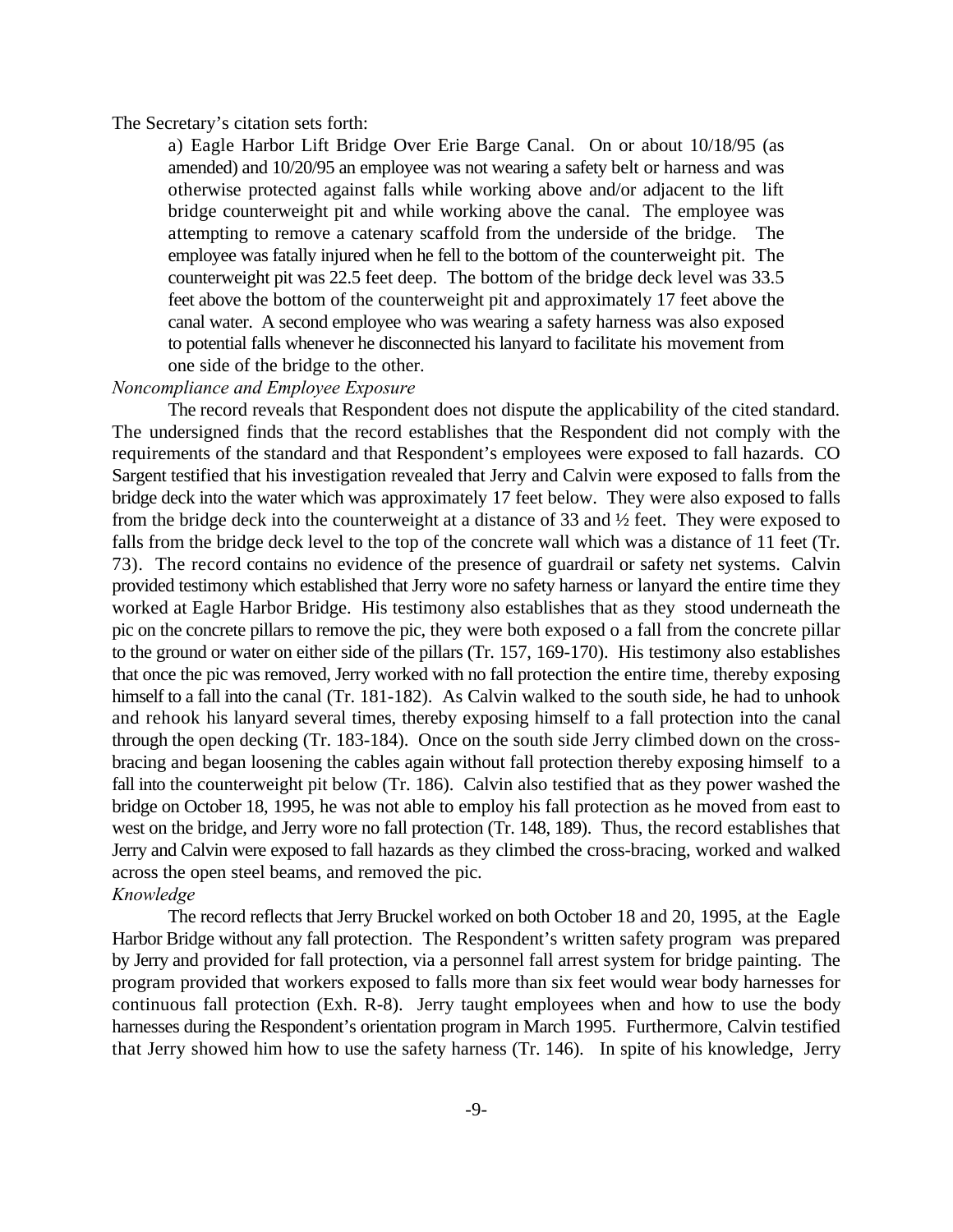The Secretary's citation sets forth:

> a) Eagle Harbor Lift Bridge Over Erie Barge Canal. On or about 10/18/95 (as amended) and 10/20/95 an employee was not wearing a safety belt or harness and was otherwise protected against falls while working above and/or adjacent to the lift bridge counterweight pit and while working above the canal. The employee was attempting to remove a catenary scaffold from the underside of the bridge. The employee was fatally injured when he fell to the bottom of the counterweight pit. The counterweight pit was 22.5 feet deep. The bottom of the bridge deck level was 33.5 feet above the bottom of the counterweight pit and approximately 17 feet above the canal water. A second employee who was wearing a safety harness was also exposed to potential falls whenever he disconnected his lanyard to facilitate his movement from one side of the bridge to the other.

*Noncompliance and Employee Exposure*

The record reveals that Respondent does not dispute the applicability of the cited standard. The undersigned finds that the record establishes that the Respondent did not comply with the requirements of the standard and that Respondent's employees were exposed to fall hazards. CO Sargent testified that his investigation revealed that Jerry and Calvin were exposed to falls from the bridge deck into the water which was approximately 17 feet below. They were also exposed to falls from the bridge deck into the counterweight at a distance of 33 and ½ feet. They were exposed to falls from the bridge deck level to the top of the concrete wall which was a distance of 11 feet (Tr. 73). The record contains no evidence of the presence of guardrail or safety net systems. Calvin provided testimony which established that Jerry wore no safety harness or lanyard the entire time they worked at Eagle Harbor Bridge. His testimony also establishes that as they stood underneath the pic on the concrete pillars to remove the pic, they were both exposed o a fall from the concrete pillar to the ground or water on either side of the pillars (Tr. 157, 169-170). His testimony also establishes that once the pic was removed, Jerry worked with no fall protection the entire time, thereby exposing himself to a fall into the canal (Tr. 181-182). As Calvin walked to the south side, he had to unhook and rehook his lanyard several times, thereby exposing himself to a fall protection into the canal through the open decking (Tr. 183-184). Once on the south side Jerry climbed down on the cross-bracing and began loosening the cables again without fall protection thereby exposing himself to a fall into the counterweight pit below (Tr. 186). Calvin also testified that as they power washed the bridge on October 18, 1995, he was not able to employ his fall protection as he moved from east to west on the bridge, and Jerry wore no fall protection (Tr. 148, 189). Thus, the record establishes that Jerry and Calvin were exposed to fall hazards as they climbed the cross-bracing, worked and walked across the open steel beams, and removed the pic.

*Knowledge*

The record reflects that Jerry Bruckel worked on both October 18 and 20, 1995, at the Eagle Harbor Bridge without any fall protection. The Respondent's written safety program was prepared by Jerry and provided for fall protection, via a personnel fall arrest system for bridge painting. The program provided that workers exposed to falls more than six feet would wear body harnesses for continuous fall protection (Exh. R-8). Jerry taught employees when and how to use the body harnesses during the Respondent's orientation program in March 1995. Furthermore, Calvin testified that Jerry showed him how to use the safety harness (Tr. 146). In spite of his knowledge, Jerry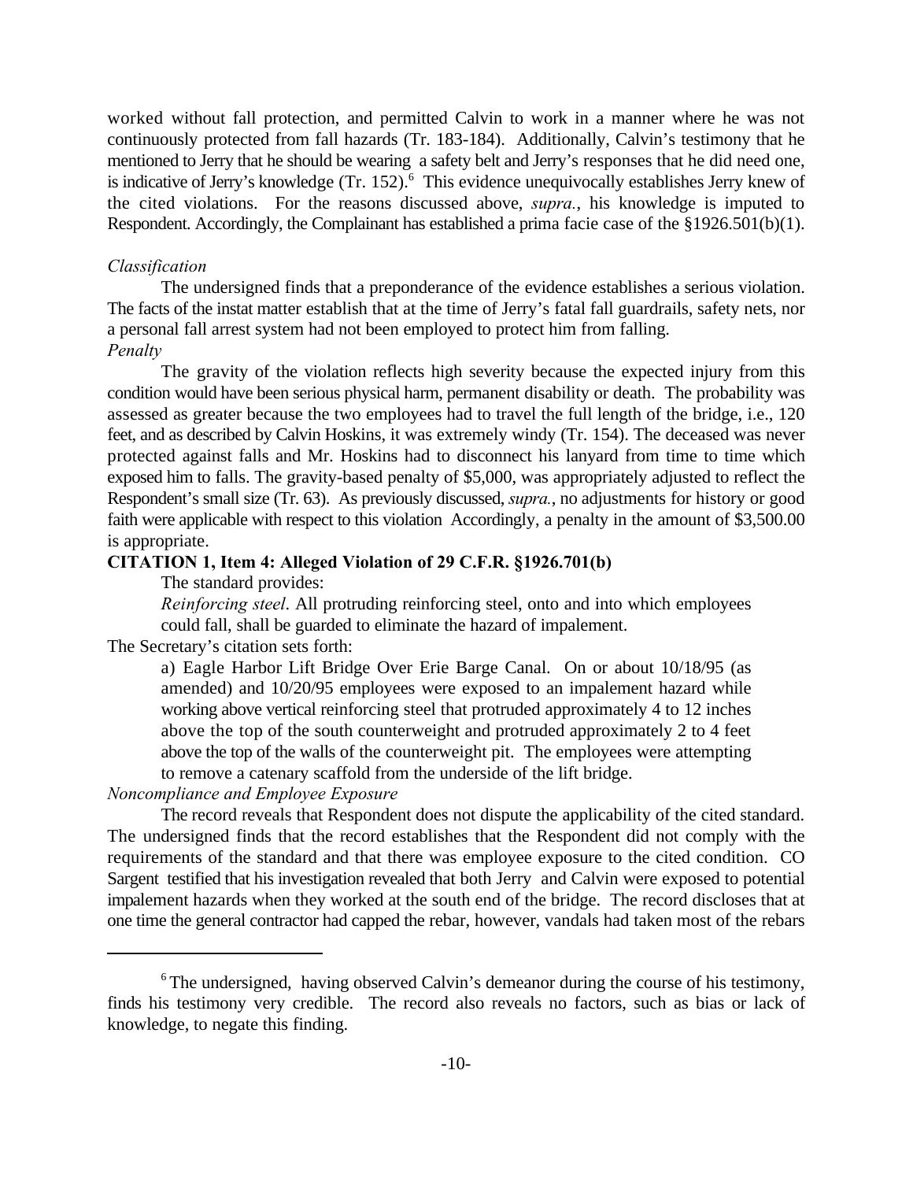worked without fall protection, and permitted Calvin to work in a manner where he was not continuously protected from fall hazards (Tr. 183-184). Additionally, Calvin's testimony that he mentioned to Jerry that he should be wearing a safety belt and Jerry's responses that he did need one, is indicative of Jerry's knowledge (Tr. 152).[6] This evidence unequivocally establishes Jerry knew of the cited violations. For the reasons discussed above, *supra.*, his knowledge is imputed to Respondent. Accordingly, the Complainant has established a prima facie case of the §1926.501(b)(1).

*Classification*

The undersigned finds that a preponderance of the evidence establishes a serious violation. The facts of the instat matter establish that at the time of Jerry's fatal fall guardrails, safety nets, nor a personal fall arrest system had not been employed to protect him from falling.

*Penalty*

The gravity of the violation reflects high severity because the expected injury from this condition would have been serious physical harm, permanent disability or death. The probability was assessed as greater because the two employees had to travel the full length of the bridge, i.e., 120 feet, and as described by Calvin Hoskins, it was extremely windy (Tr. 154). The deceased was never protected against falls and Mr. Hoskins had to disconnect his lanyard from time to time which exposed him to falls. The gravity-based penalty of $5,000, was appropriately adjusted to reflect the Respondent's small size (Tr. 63). As previously discussed, *supra.*, no adjustments for history or good faith were applicable with respect to this violation Accordingly, a penalty in the amount of $3,500.00 is appropriate.

**CITATION 1, Item 4: Alleged Violation of 29 C.F.R. §1926.701(b)**

The standard provides:

> *Reinforcing steel*. All protruding reinforcing steel, onto and into which employees could fall, shall be guarded to eliminate the hazard of impalement.

The Secretary's citation sets forth:

> a) Eagle Harbor Lift Bridge Over Erie Barge Canal. On or about 10/18/95 (as amended) and 10/20/95 employees were exposed to an impalement hazard while working above vertical reinforcing steel that protruded approximately 4 to 12 inches above the top of the south counterweight and protruded approximately 2 to 4 feet above the top of the walls of the counterweight pit. The employees were attempting to remove a catenary scaffold from the underside of the lift bridge.

*Noncompliance and Employee Exposure*

The record reveals that Respondent does not dispute the applicability of the cited standard. The undersigned finds that the record establishes that the Respondent did not comply with the requirements of the standard and that there was employee exposure to the cited condition. CO Sargent testified that his investigation revealed that both Jerry and Calvin were exposed to potential impalement hazards when they worked at the south end of the bridge. The record discloses that at one time the general contractor had capped the rebar, however, vandals had taken most of the rebars

---

[6] The undersigned, having observed Calvin's demeanor during the course of his testimony, finds his testimony very credible. The record also reveals no factors, such as bias or lack of knowledge, to negate this finding.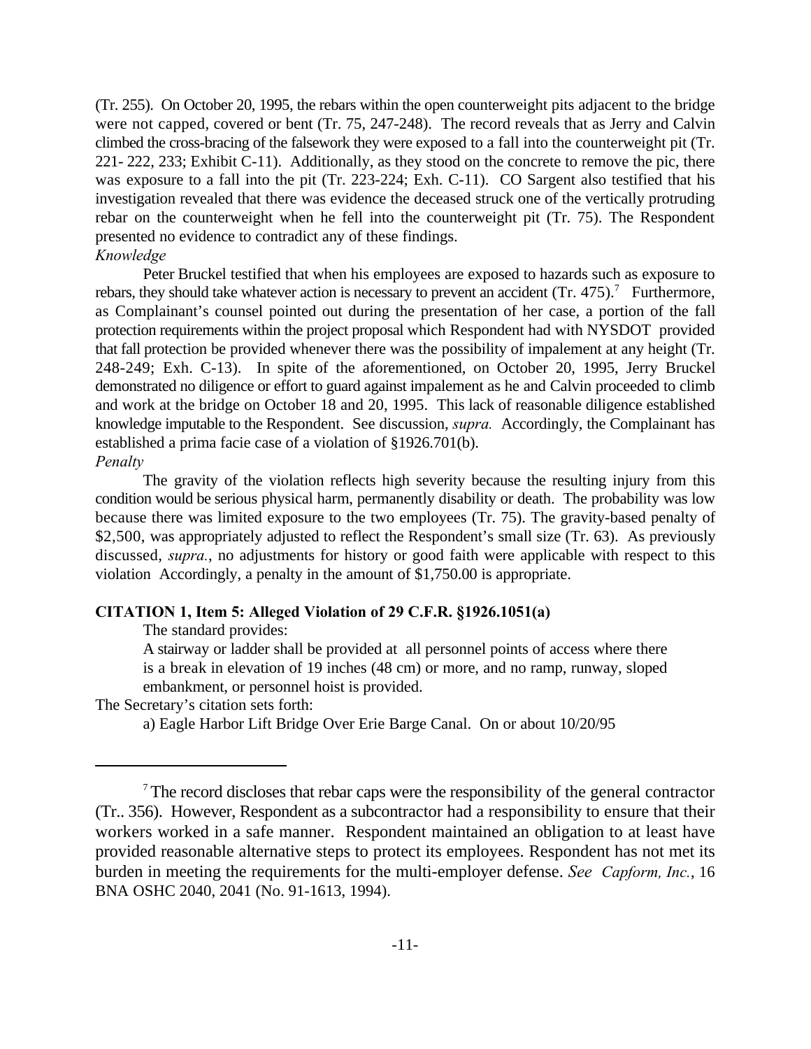(Tr. 255). On October 20, 1995, the rebars within the open counterweight pits adjacent to the bridge were not capped, covered or bent (Tr. 75, 247-248). The record reveals that as Jerry and Calvin climbed the cross-bracing of the falsework they were exposed to a fall into the counterweight pit (Tr. 221- 222, 233; Exhibit C-11). Additionally, as they stood on the concrete to remove the pic, there was exposure to a fall into the pit (Tr. 223-224; Exh. C-11). CO Sargent also testified that his investigation revealed that there was evidence the deceased struck one of the vertically protruding rebar on the counterweight when he fell into the counterweight pit (Tr. 75). The Respondent presented no evidence to contradict any of these findings.

*Knowledge*

Peter Bruckel testified that when his employees are exposed to hazards such as exposure to rebars, they should take whatever action is necessary to prevent an accident (Tr. 475).[7] Furthermore, as Complainant's counsel pointed out during the presentation of her case, a portion of the fall protection requirements within the project proposal which Respondent had with NYSDOT provided that fall protection be provided whenever there was the possibility of impalement at any height (Tr. 248-249; Exh. C-13). In spite of the aforementioned, on October 20, 1995, Jerry Bruckel demonstrated no diligence or effort to guard against impalement as he and Calvin proceeded to climb and work at the bridge on October 18 and 20, 1995. This lack of reasonable diligence established knowledge imputable to the Respondent. See discussion, *supra.* Accordingly, the Complainant has established a prima facie case of a violation of §1926.701(b).

*Penalty*

The gravity of the violation reflects high severity because the resulting injury from this condition would be serious physical harm, permanently disability or death. The probability was low because there was limited exposure to the two employees (Tr. 75). The gravity-based penalty of $2,500, was appropriately adjusted to reflect the Respondent's small size (Tr. 63). As previously discussed, *supra.*, no adjustments for history or good faith were applicable with respect to this violation Accordingly, a penalty in the amount of $1,750.00 is appropriate.

**CITATION 1, Item 5: Alleged Violation of 29 C.F.R. §1926.1051(a)**

The standard provides:

> A stairway or ladder shall be provided at all personnel points of access where there is a break in elevation of 19 inches (48 cm) or more, and no ramp, runway, sloped embankment, or personnel hoist is provided.

The Secretary's citation sets forth:

> a) Eagle Harbor Lift Bridge Over Erie Barge Canal. On or about 10/20/95

---

[7] The record discloses that rebar caps were the responsibility of the general contractor (Tr.. 356). However, Respondent as a subcontractor had a responsibility to ensure that their workers worked in a safe manner. Respondent maintained an obligation to at least have provided reasonable alternative steps to protect its employees. Respondent has not met its burden in meeting the requirements for the multi-employer defense. *See Capform, Inc.*, 16 BNA OSHC 2040, 2041 (No. 91-1613, 1994).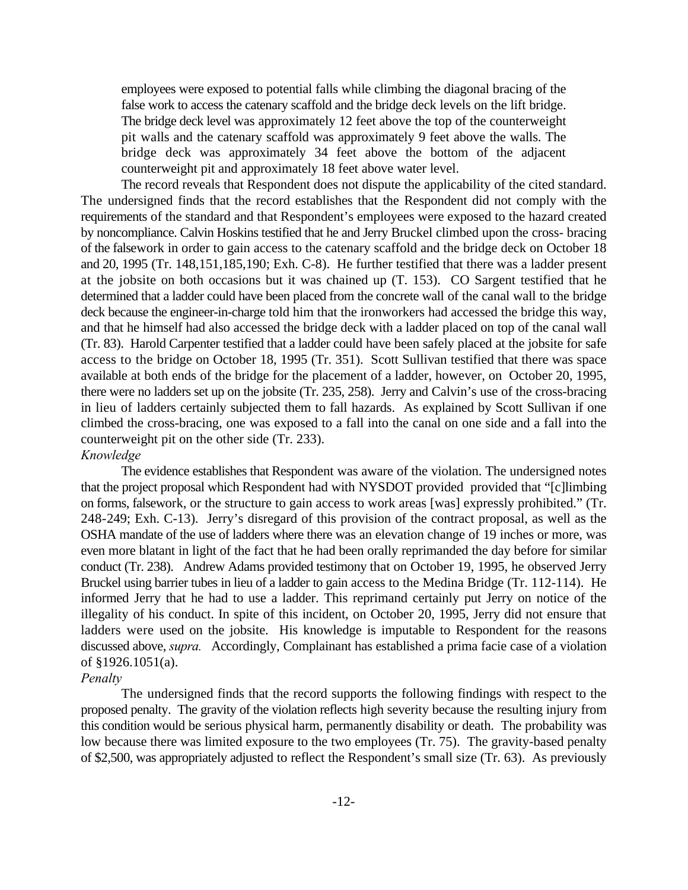employees were exposed to potential falls while climbing the diagonal bracing of the false work to access the catenary scaffold and the bridge deck levels on the lift bridge. The bridge deck level was approximately 12 feet above the top of the counterweight pit walls and the catenary scaffold was approximately 9 feet above the walls. The bridge deck was approximately 34 feet above the bottom of the adjacent counterweight pit and approximately 18 feet above water level.

The record reveals that Respondent does not dispute the applicability of the cited standard. The undersigned finds that the record establishes that the Respondent did not comply with the requirements of the standard and that Respondent's employees were exposed to the hazard created by noncompliance. Calvin Hoskins testified that he and Jerry Bruckel climbed upon the cross- bracing of the falsework in order to gain access to the catenary scaffold and the bridge deck on October 18 and 20, 1995 (Tr. 148,151,185,190; Exh. C-8). He further testified that there was a ladder present at the jobsite on both occasions but it was chained up (T. 153). CO Sargent testified that he determined that a ladder could have been placed from the concrete wall of the canal wall to the bridge deck because the engineer-in-charge told him that the ironworkers had accessed the bridge this way, and that he himself had also accessed the bridge deck with a ladder placed on top of the canal wall (Tr. 83). Harold Carpenter testified that a ladder could have been safely placed at the jobsite for safe access to the bridge on October 18, 1995 (Tr. 351). Scott Sullivan testified that there was space available at both ends of the bridge for the placement of a ladder, however, on October 20, 1995, there were no ladders set up on the jobsite (Tr. 235, 258). Jerry and Calvin's use of the cross-bracing in lieu of ladders certainly subjected them to fall hazards. As explained by Scott Sullivan if one climbed the cross-bracing, one was exposed to a fall into the canal on one side and a fall into the counterweight pit on the other side (Tr. 233).

*Knowledge*

The evidence establishes that Respondent was aware of the violation. The undersigned notes that the project proposal which Respondent had with NYSDOT provided provided that "[c]limbing on forms, falsework, or the structure to gain access to work areas [was] expressly prohibited." (Tr. 248-249; Exh. C-13). Jerry's disregard of this provision of the contract proposal, as well as the OSHA mandate of the use of ladders where there was an elevation change of 19 inches or more, was even more blatant in light of the fact that he had been orally reprimanded the day before for similar conduct (Tr. 238). Andrew Adams provided testimony that on October 19, 1995, he observed Jerry Bruckel using barrier tubes in lieu of a ladder to gain access to the Medina Bridge (Tr. 112-114). He informed Jerry that he had to use a ladder. This reprimand certainly put Jerry on notice of the illegality of his conduct. In spite of this incident, on October 20, 1995, Jerry did not ensure that ladders were used on the jobsite. His knowledge is imputable to Respondent for the reasons discussed above, *supra.* Accordingly, Complainant has established a prima facie case of a violation of §1926.1051(a).

*Penalty*

The undersigned finds that the record supports the following findings with respect to the proposed penalty. The gravity of the violation reflects high severity because the resulting injury from this condition would be serious physical harm, permanently disability or death. The probability was low because there was limited exposure to the two employees (Tr. 75). The gravity-based penalty of $2,500, was appropriately adjusted to reflect the Respondent's small size (Tr. 63). As previously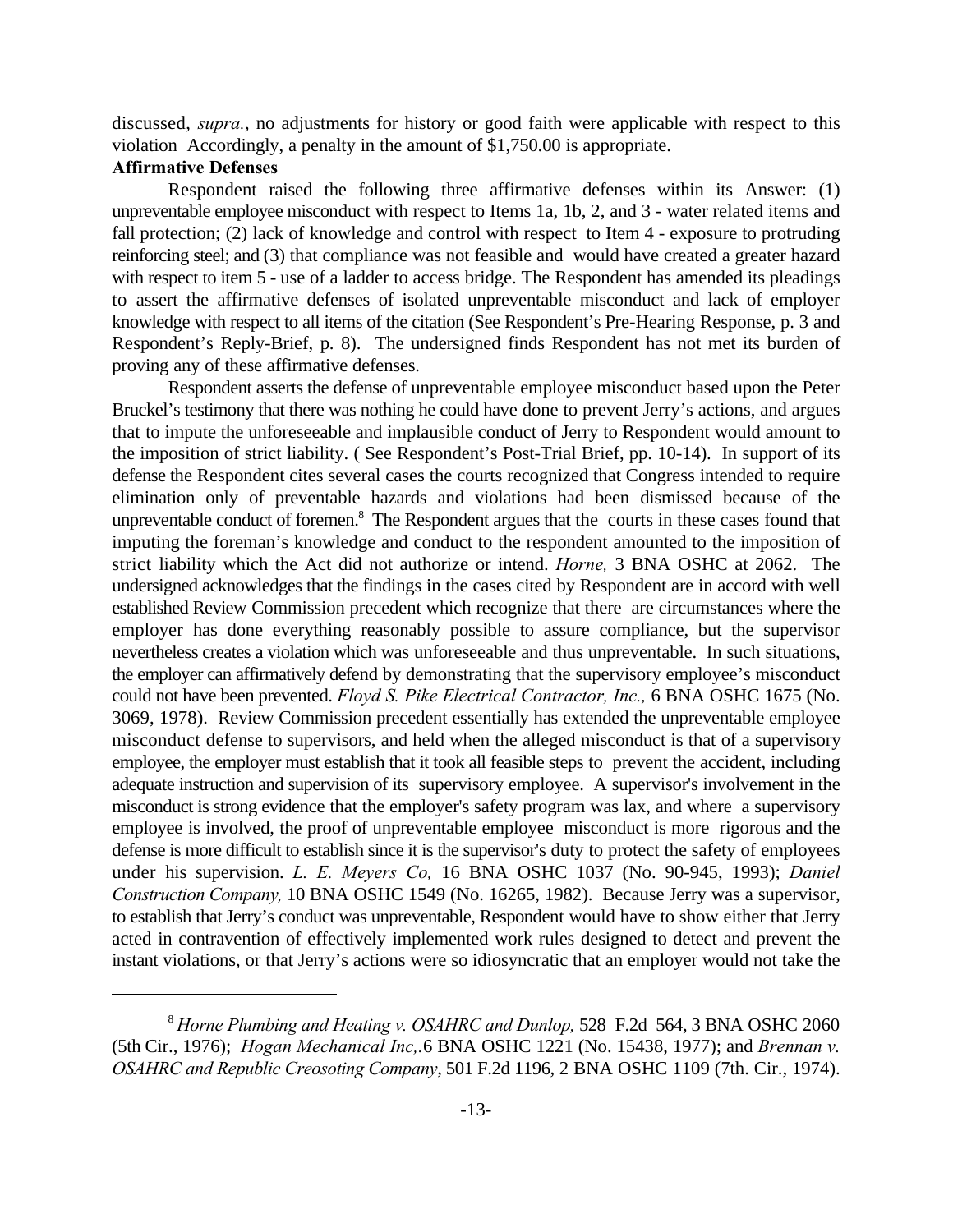discussed, *supra.*, no adjustments for history or good faith were applicable with respect to this violation Accordingly, a penalty in the amount of $1,750.00 is appropriate.

**Affirmative Defenses**

Respondent raised the following three affirmative defenses within its Answer: (1) unpreventable employee misconduct with respect to Items 1a, 1b, 2, and 3 - water related items and fall protection; (2) lack of knowledge and control with respect to Item 4 - exposure to protruding reinforcing steel; and (3) that compliance was not feasible and would have created a greater hazard with respect to item 5 - use of a ladder to access bridge. The Respondent has amended its pleadings to assert the affirmative defenses of isolated unpreventable misconduct and lack of employer knowledge with respect to all items of the citation (See Respondent's Pre-Hearing Response, p. 3 and Respondent's Reply-Brief, p. 8). The undersigned finds Respondent has not met its burden of proving any of these affirmative defenses.

Respondent asserts the defense of unpreventable employee misconduct based upon the Peter Bruckel's testimony that there was nothing he could have done to prevent Jerry's actions, and argues that to impute the unforeseeable and implausible conduct of Jerry to Respondent would amount to the imposition of strict liability. ( See Respondent's Post-Trial Brief, pp. 10-14). In support of its defense the Respondent cites several cases the courts recognized that Congress intended to require elimination only of preventable hazards and violations had been dismissed because of the unpreventable conduct of foremen.[8] The Respondent argues that the courts in these cases found that imputing the foreman's knowledge and conduct to the respondent amounted to the imposition of strict liability which the Act did not authorize or intend. *Horne,* 3 BNA OSHC at 2062. The undersigned acknowledges that the findings in the cases cited by Respondent are in accord with well established Review Commission precedent which recognize that there are circumstances where the employer has done everything reasonably possible to assure compliance, but the supervisor nevertheless creates a violation which was unforeseeable and thus unpreventable. In such situations, the employer can affirmatively defend by demonstrating that the supervisory employee's misconduct could not have been prevented. *Floyd S. Pike Electrical Contractor, Inc.,* 6 BNA OSHC 1675 (No. 3069, 1978). Review Commission precedent essentially has extended the unpreventable employee misconduct defense to supervisors, and held when the alleged misconduct is that of a supervisory employee, the employer must establish that it took all feasible steps to prevent the accident, including adequate instruction and supervision of its supervisory employee. A supervisor's involvement in the misconduct is strong evidence that the employer's safety program was lax, and where a supervisory employee is involved, the proof of unpreventable employee misconduct is more rigorous and the defense is more difficult to establish since it is the supervisor's duty to protect the safety of employees under his supervision. *L. E. Meyers Co,* 16 BNA OSHC 1037 (No. 90-945, 1993); *Daniel Construction Company,* 10 BNA OSHC 1549 (No. 16265, 1982). Because Jerry was a supervisor, to establish that Jerry's conduct was unpreventable, Respondent would have to show either that Jerry acted in contravention of effectively implemented work rules designed to detect and prevent the instant violations, or that Jerry's actions were so idiosyncratic that an employer would not take the

---

[8] *Horne Plumbing and Heating v. OSAHRC and Dunlop,* 528 F.2d 564, 3 BNA OSHC 2060 (5th Cir., 1976); *Hogan Mechanical Inc,.*6 BNA OSHC 1221 (No. 15438, 1977); and *Brennan v. OSAHRC and Republic Creosoting Company*, 501 F.2d 1196, 2 BNA OSHC 1109 (7th. Cir., 1974).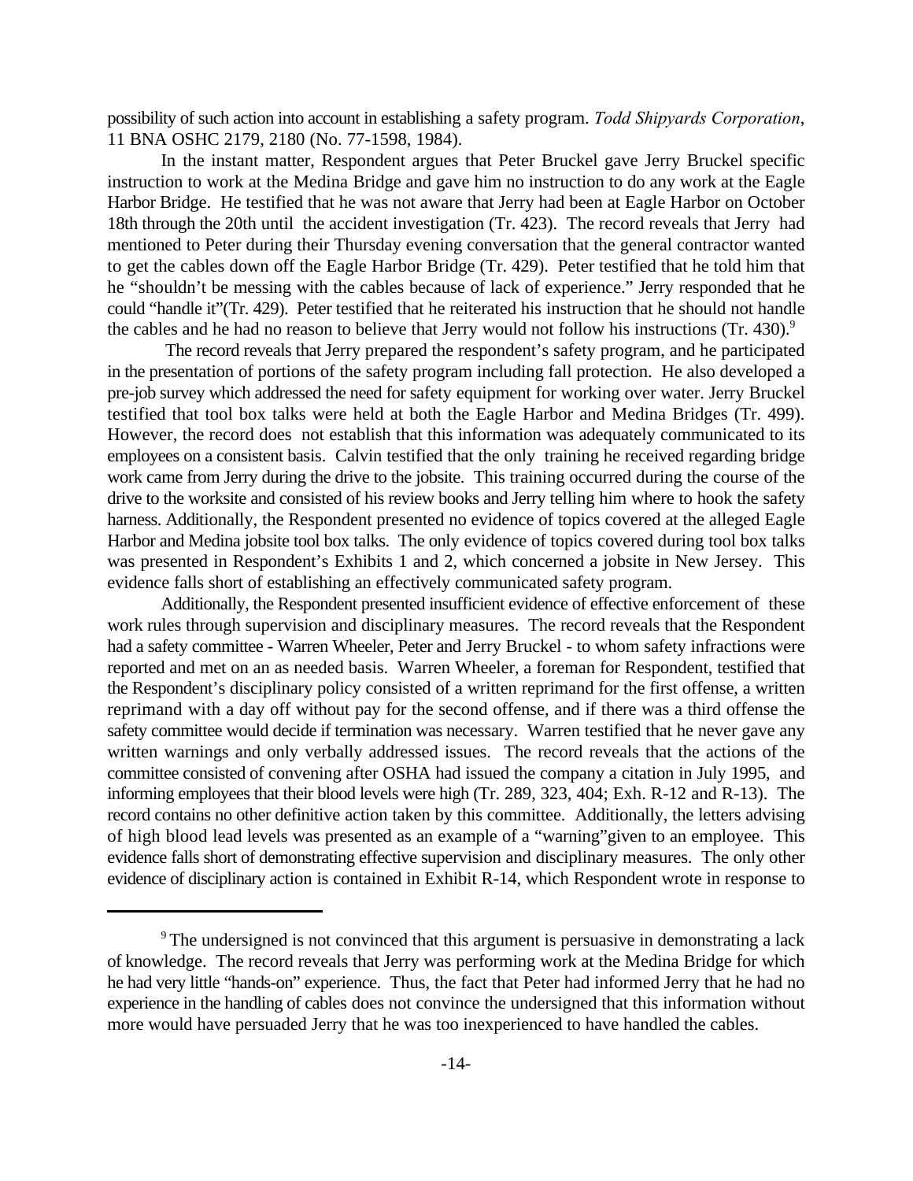possibility of such action into account in establishing a safety program. *Todd Shipyards Corporation*, 11 BNA OSHC 2179, 2180 (No. 77-1598, 1984).

In the instant matter, Respondent argues that Peter Bruckel gave Jerry Bruckel specific instruction to work at the Medina Bridge and gave him no instruction to do any work at the Eagle Harbor Bridge. He testified that he was not aware that Jerry had been at Eagle Harbor on October 18th through the 20th until the accident investigation (Tr. 423). The record reveals that Jerry had mentioned to Peter during their Thursday evening conversation that the general contractor wanted to get the cables down off the Eagle Harbor Bridge (Tr. 429). Peter testified that he told him that he "shouldn't be messing with the cables because of lack of experience." Jerry responded that he could "handle it"(Tr. 429). Peter testified that he reiterated his instruction that he should not handle the cables and he had no reason to believe that Jerry would not follow his instructions (Tr. 430).[9]

The record reveals that Jerry prepared the respondent's safety program, and he participated in the presentation of portions of the safety program including fall protection. He also developed a pre-job survey which addressed the need for safety equipment for working over water. Jerry Bruckel testified that tool box talks were held at both the Eagle Harbor and Medina Bridges (Tr. 499). However, the record does not establish that this information was adequately communicated to its employees on a consistent basis. Calvin testified that the only training he received regarding bridge work came from Jerry during the drive to the jobsite. This training occurred during the course of the drive to the worksite and consisted of his review books and Jerry telling him where to hook the safety harness. Additionally, the Respondent presented no evidence of topics covered at the alleged Eagle Harbor and Medina jobsite tool box talks. The only evidence of topics covered during tool box talks was presented in Respondent's Exhibits 1 and 2, which concerned a jobsite in New Jersey. This evidence falls short of establishing an effectively communicated safety program.

Additionally, the Respondent presented insufficient evidence of effective enforcement of these work rules through supervision and disciplinary measures. The record reveals that the Respondent had a safety committee - Warren Wheeler, Peter and Jerry Bruckel - to whom safety infractions were reported and met on an as needed basis. Warren Wheeler, a foreman for Respondent, testified that the Respondent's disciplinary policy consisted of a written reprimand for the first offense, a written reprimand with a day off without pay for the second offense, and if there was a third offense the safety committee would decide if termination was necessary. Warren testified that he never gave any written warnings and only verbally addressed issues. The record reveals that the actions of the committee consisted of convening after OSHA had issued the company a citation in July 1995, and informing employees that their blood levels were high (Tr. 289, 323, 404; Exh. R-12 and R-13). The record contains no other definitive action taken by this committee. Additionally, the letters advising of high blood lead levels was presented as an example of a "warning"given to an employee. This evidence falls short of demonstrating effective supervision and disciplinary measures. The only other evidence of disciplinary action is contained in Exhibit R-14, which Respondent wrote in response to

---

[9] The undersigned is not convinced that this argument is persuasive in demonstrating a lack of knowledge. The record reveals that Jerry was performing work at the Medina Bridge for which he had very little "hands-on" experience. Thus, the fact that Peter had informed Jerry that he had no experience in the handling of cables does not convince the undersigned that this information without more would have persuaded Jerry that he was too inexperienced to have handled the cables.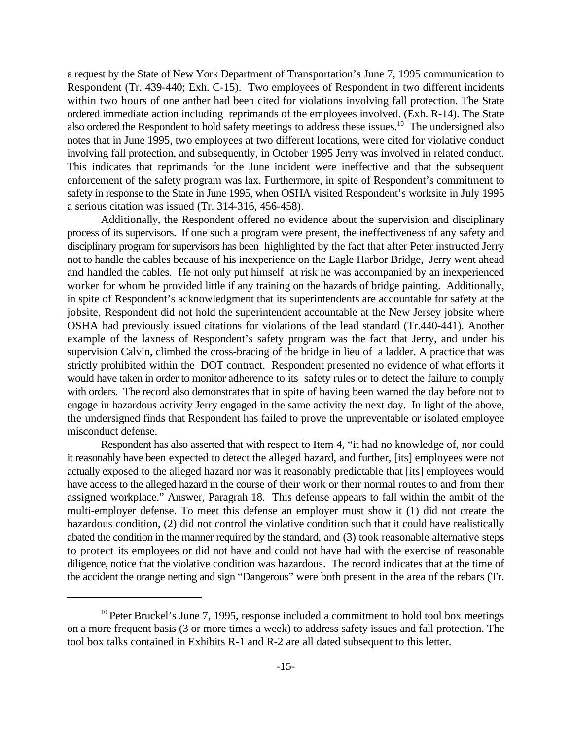a request by the State of New York Department of Transportation's June 7, 1995 communication to Respondent (Tr. 439-440; Exh. C-15). Two employees of Respondent in two different incidents within two hours of one anther had been cited for violations involving fall protection. The State ordered immediate action including reprimands of the employees involved. (Exh. R-14). The State also ordered the Respondent to hold safety meetings to address these issues.[10] The undersigned also notes that in June 1995, two employees at two different locations, were cited for violative conduct involving fall protection, and subsequently, in October 1995 Jerry was involved in related conduct. This indicates that reprimands for the June incident were ineffective and that the subsequent enforcement of the safety program was lax. Furthermore, in spite of Respondent's commitment to safety in response to the State in June 1995, when OSHA visited Respondent's worksite in July 1995 a serious citation was issued (Tr. 314-316, 456-458).

Additionally, the Respondent offered no evidence about the supervision and disciplinary process of its supervisors. If one such a program were present, the ineffectiveness of any safety and disciplinary program for supervisors has been highlighted by the fact that after Peter instructed Jerry not to handle the cables because of his inexperience on the Eagle Harbor Bridge, Jerry went ahead and handled the cables. He not only put himself at risk he was accompanied by an inexperienced worker for whom he provided little if any training on the hazards of bridge painting. Additionally, in spite of Respondent's acknowledgment that its superintendents are accountable for safety at the jobsite, Respondent did not hold the superintendent accountable at the New Jersey jobsite where OSHA had previously issued citations for violations of the lead standard (Tr.440-441). Another example of the laxness of Respondent's safety program was the fact that Jerry, and under his supervision Calvin, climbed the cross-bracing of the bridge in lieu of a ladder. A practice that was strictly prohibited within the DOT contract. Respondent presented no evidence of what efforts it would have taken in order to monitor adherence to its safety rules or to detect the failure to comply with orders. The record also demonstrates that in spite of having been warned the day before not to engage in hazardous activity Jerry engaged in the same activity the next day. In light of the above, the undersigned finds that Respondent has failed to prove the unpreventable or isolated employee misconduct defense.

Respondent has also asserted that with respect to Item 4, "it had no knowledge of, nor could it reasonably have been expected to detect the alleged hazard, and further, [its] employees were not actually exposed to the alleged hazard nor was it reasonably predictable that [its] employees would have access to the alleged hazard in the course of their work or their normal routes to and from their assigned workplace." Answer, Paragrah 18. This defense appears to fall within the ambit of the multi-employer defense. To meet this defense an employer must show it (1) did not create the hazardous condition, (2) did not control the violative condition such that it could have realistically abated the condition in the manner required by the standard, and (3) took reasonable alternative steps to protect its employees or did not have and could not have had with the exercise of reasonable diligence, notice that the violative condition was hazardous. The record indicates that at the time of the accident the orange netting and sign "Dangerous" were both present in the area of the rebars (Tr.

[10] Peter Bruckel's June 7, 1995, response included a commitment to hold tool box meetings on a more frequent basis (3 or more times a week) to address safety issues and fall protection. The tool box talks contained in Exhibits R-1 and R-2 are all dated subsequent to this letter.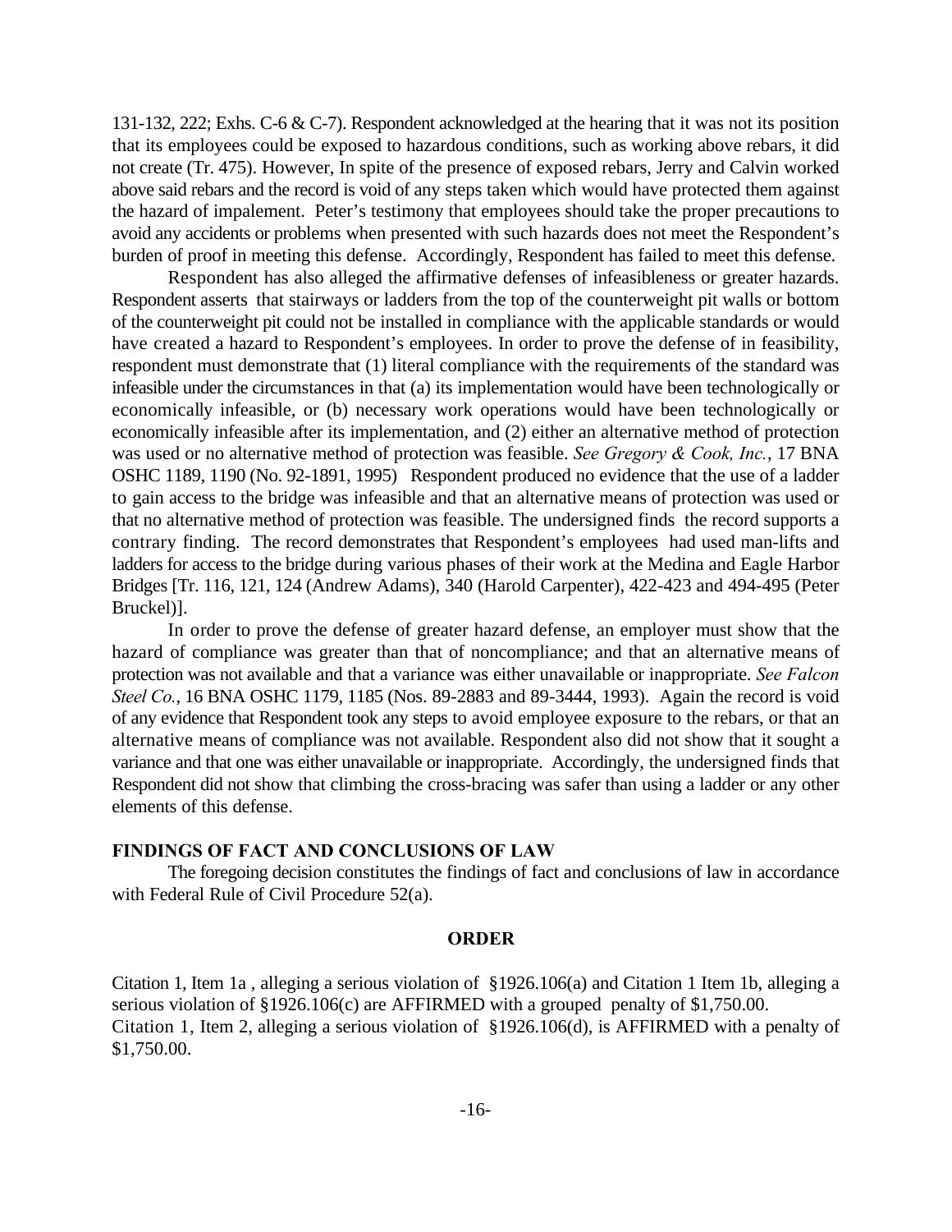131-132, 222; Exhs. C-6 & C-7). Respondent acknowledged at the hearing that it was not its position that its employees could be exposed to hazardous conditions, such as working above rebars, it did not create (Tr. 475). However, In spite of the presence of exposed rebars, Jerry and Calvin worked above said rebars and the record is void of any steps taken which would have protected them against the hazard of impalement. Peter's testimony that employees should take the proper precautions to avoid any accidents or problems when presented with such hazards does not meet the Respondent's burden of proof in meeting this defense. Accordingly, Respondent has failed to meet this defense.

Respondent has also alleged the affirmative defenses of infeasibleness or greater hazards. Respondent asserts that stairways or ladders from the top of the counterweight pit walls or bottom of the counterweight pit could not be installed in compliance with the applicable standards or would have created a hazard to Respondent's employees. In order to prove the defense of in feasibility, respondent must demonstrate that (1) literal compliance with the requirements of the standard was infeasible under the circumstances in that (a) its implementation would have been technologically or economically infeasible, or (b) necessary work operations would have been technologically or economically infeasible after its implementation, and (2) either an alternative method of protection was used or no alternative method of protection was feasible. *See Gregory & Cook, Inc.*, 17 BNA OSHC 1189, 1190 (No. 92-1891, 1995) Respondent produced no evidence that the use of a ladder to gain access to the bridge was infeasible and that an alternative means of protection was used or that no alternative method of protection was feasible. The undersigned finds the record supports a contrary finding. The record demonstrates that Respondent's employees had used man-lifts and ladders for access to the bridge during various phases of their work at the Medina and Eagle Harbor Bridges [Tr. 116, 121, 124 (Andrew Adams), 340 (Harold Carpenter), 422-423 and 494-495 (Peter Bruckel)].

In order to prove the defense of greater hazard defense, an employer must show that the hazard of compliance was greater than that of noncompliance; and that an alternative means of protection was not available and that a variance was either unavailable or inappropriate. *See Falcon Steel Co.*, 16 BNA OSHC 1179, 1185 (Nos. 89-2883 and 89-3444, 1993). Again the record is void of any evidence that Respondent took any steps to avoid employee exposure to the rebars, or that an alternative means of compliance was not available. Respondent also did not show that it sought a variance and that one was either unavailable or inappropriate. Accordingly, the undersigned finds that Respondent did not show that climbing the cross-bracing was safer than using a ladder or any other elements of this defense.

## FINDINGS OF FACT AND CONCLUSIONS OF LAW

The foregoing decision constitutes the findings of fact and conclusions of law in accordance with Federal Rule of Civil Procedure 52(a).

## ORDER

Citation 1, Item 1a , alleging a serious violation of §1926.106(a) and Citation 1 Item 1b, alleging a serious violation of §1926.106(c) are AFFIRMED with a grouped penalty of $1,750.00.
Citation 1, Item 2, alleging a serious violation of §1926.106(d), is AFFIRMED with a penalty of $1,750.00.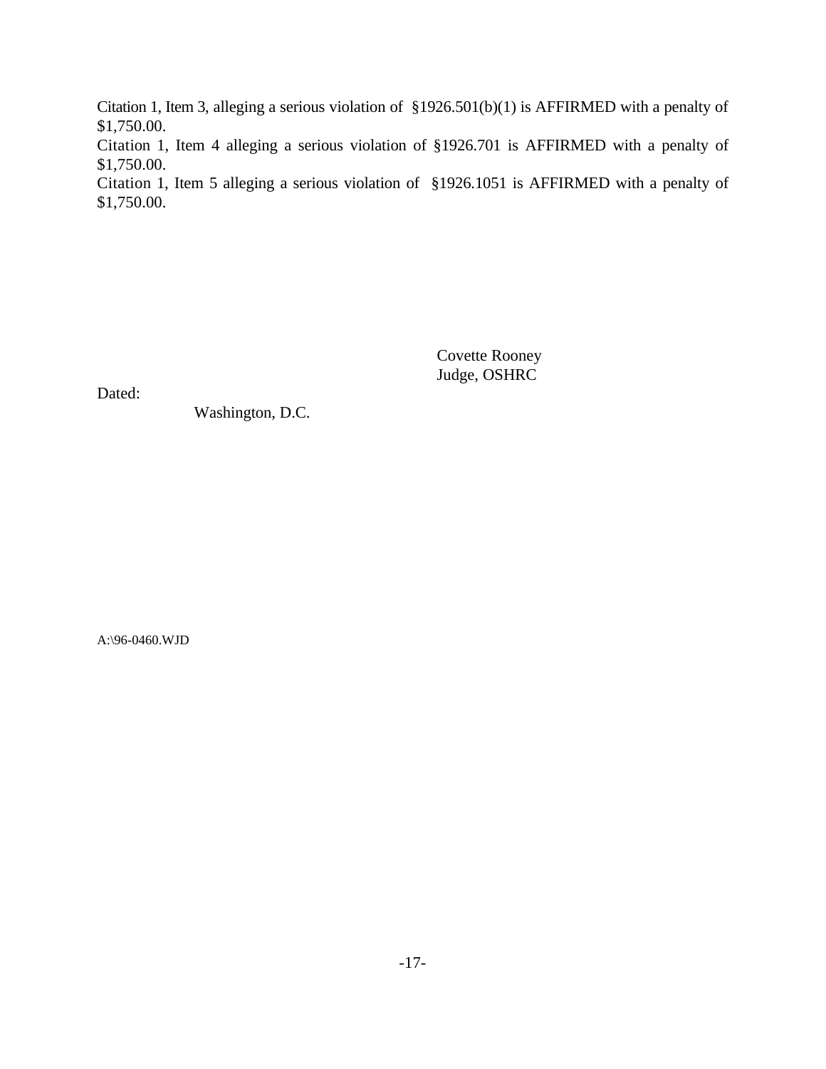Citation 1, Item 3, alleging a serious violation of §1926.501(b)(1) is AFFIRMED with a penalty of $1,750.00.

Citation 1, Item 4 alleging a serious violation of §1926.701 is AFFIRMED with a penalty of $1,750.00.

Citation 1, Item 5 alleging a serious violation of §1926.1051 is AFFIRMED with a penalty of $1,750.00.

Covette Rooney
Judge, OSHRC

Dated:

Washington, D.C.

A:\96-0460.WJD